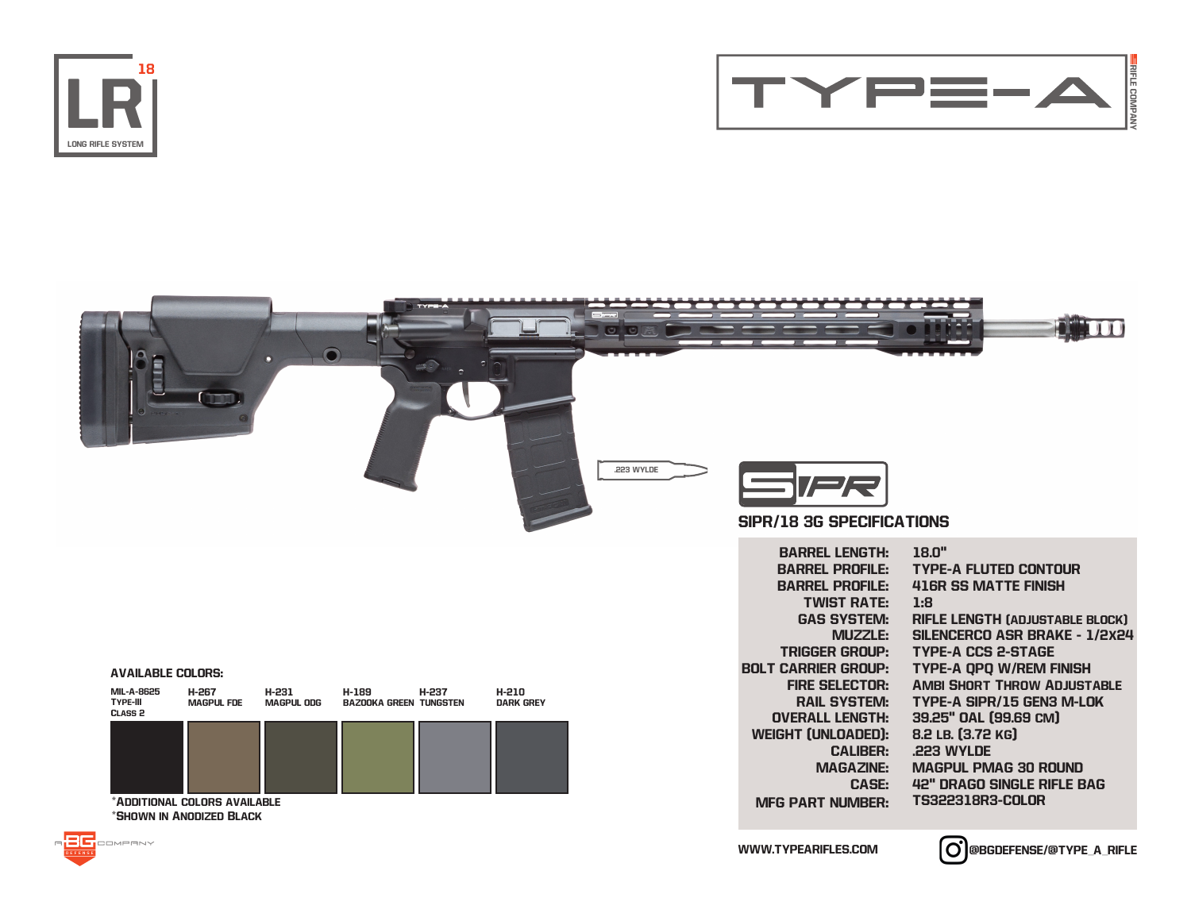LR 18

LONG RIFLE SYSTEM

TYPE-A

RIFLE COMPANY

.223 WYLDE

SIPR

## SIPR/18 3G SPECIFICATIONS

| | |
|---|---|
| BARREL LENGTH: | 18.0" |
| BARREL PROFILE: | TYPE-A FLUTED CONTOUR |
| BARREL PROFILE: | 416R SS MATTE FINISH |
| TWIST RATE: | 1:8 |
| GAS SYSTEM: | RIFLE LENGTH (ADJUSTABLE BLOCK) |
| MUZZLE: | SILENCERCO ASR BRAKE - 1/2X24 |
| TRIGGER GROUP: | TYPE-A CCS 2-STAGE |
| BOLT CARRIER GROUP: | TYPE-A QPQ W/REM FINISH |
| FIRE SELECTOR: | AMBI SHORT THROW ADJUSTABLE |
| RAIL SYSTEM: | TYPE-A SIPR/15 GEN3 M-LOK |
| OVERALL LENGTH: | 39.25" OAL (99.69 CM) |
| WEIGHT (UNLOADED): | 8.2 LB. (3.72 KG) |
| CALIBER: | .223 WYLDE |
| MAGAZINE: | MAGPUL PMAG 30 ROUND |
| CASE: | 42" DRAGO SINGLE RIFLE BAG |
| MFG PART NUMBER: | TS322318R3-COLOR |

**AVAILABLE COLORS:**

| MIL-A-8625 TYPE-III CLASS 2 | H-267 MAGPUL FDE | H-231 MAGPUL ODG | H-189 BAZOOKA GREEN | H-237 TUNGSTEN | H-210 DARK GREY |
|---|---|---|---|---|---|

*ADDITIONAL COLORS AVAILABLE
*SHOWN IN ANODIZED BLACK

A BG DEFENSE COMPANY

WWW.TYPEARIFLES.COM

@BGDEFENSE/@TYPE_A_RIFLE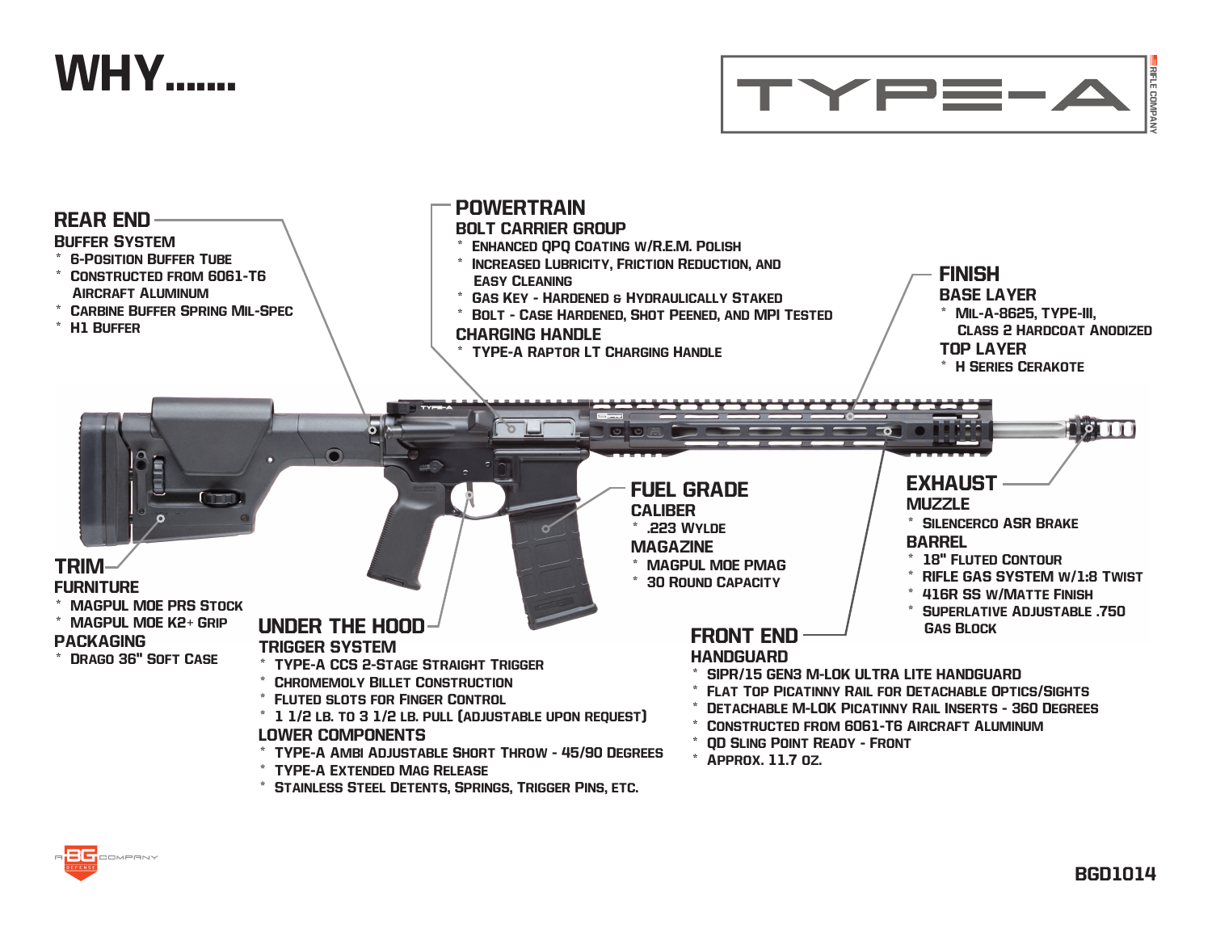# WHY.......

TYPE-A RIFLE COMPANY

## REAR END

**BUFFER SYSTEM**

* 6-POSITION BUFFER TUBE
* CONSTRUCTED FROM 6061-T6 AIRCRAFT ALUMINUM
* CARBINE BUFFER SPRING MIL-SPEC
* H1 BUFFER

## POWERTRAIN

**BOLT CARRIER GROUP**

* ENHANCED QPQ COATING W/R.E.M. POLISH
* INCREASED LUBRICITY, FRICTION REDUCTION, AND EASY CLEANING
* GAS KEY - HARDENED & HYDRAULICALLY STAKED
* BOLT - CASE HARDENED, SHOT PEENED, AND MPI TESTED

**CHARGING HANDLE**

* TYPE-A RAPTOR LT CHARGING HANDLE

## FINISH

**BASE LAYER**

* MIL-A-8625, TYPE-III, CLASS 2 HARDCOAT ANODIZED

**TOP LAYER**

* H SERIES CERAKOTE

## TRIM

**FURNITURE**

* MAGPUL MOE PRS STOCK
* MAGPUL MOE K2+ GRIP

**PACKAGING**

* DRAGO 36" SOFT CASE

## UNDER THE HOOD

**TRIGGER SYSTEM**

* TYPE-A CCS 2-STAGE STRAIGHT TRIGGER
* CHROMEMOLY BILLET CONSTRUCTION
* FLUTED SLOTS FOR FINGER CONTROL
* 1 1/2 LB. TO 3 1/2 LB. PULL (ADJUSTABLE UPON REQUEST)

**LOWER COMPONENTS**

* TYPE-A AMBI ADJUSTABLE SHORT THROW - 45/90 DEGREES
* TYPE-A EXTENDED MAG RELEASE
* STAINLESS STEEL DETENTS, SPRINGS, TRIGGER PINS, ETC.

## FUEL GRADE

**CALIBER**

* .223 WYLDE

**MAGAZINE**

* MAGPUL MOE PMAG
* 30 ROUND CAPACITY

## EXHAUST

**MUZZLE**

* SILENCERCO ASR BRAKE

**BARREL**

* 18" FLUTED CONTOUR
* RIFLE GAS SYSTEM W/1:8 TWIST
* 416R SS W/MATTE FINISH
* SUPERLATIVE ADJUSTABLE .750 GAS BLOCK

## FRONT END

**HANDGUARD**

* SIPR/15 GEN3 M-LOK ULTRA LITE HANDGUARD
* FLAT TOP PICATINNY RAIL FOR DETACHABLE OPTICS/SIGHTS
* DETACHABLE M-LOK PICATINNY RAIL INSERTS - 360 DEGREES
* CONSTRUCTED FROM 6061-T6 AIRCRAFT ALUMINUM
* QD SLING POINT READY - FRONT
* APPROX. 11.7 OZ.

A BG DEFENSE COMPANY

BGD1014